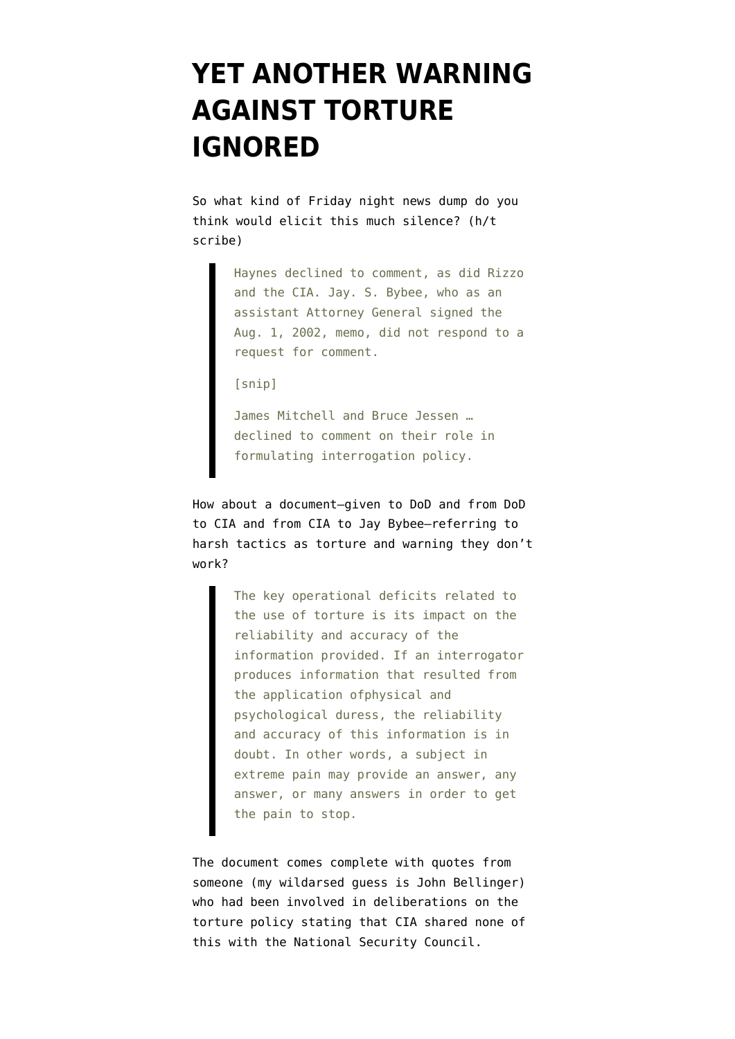# YET ANOTHER WARNING AGAINST TORTURE IGNORED

So what kind of Friday night news dump do you think would elicit this much silence? (h/t scribe)

> Haynes declined to comment, as did Rizzo and the CIA. Jay. S. Bybee, who as an assistant Attorney General signed the Aug. 1, 2002, memo, did not respond to a request for comment.
>
> [snip]
>
> James Mitchell and Bruce Jessen … declined to comment on their role in formulating interrogation policy.

How about a document—given to DoD and from DoD to CIA and from CIA to Jay Bybee—referring to harsh tactics as torture and warning they don't work?

> The key operational deficits related to the use of torture is its impact on the reliability and accuracy of the information provided. If an interrogator produces information that resulted from the application ofphysical and psychological duress, the reliability and accuracy of this information is in doubt. In other words, a subject in extreme pain may provide an answer, any answer, or many answers in order to get the pain to stop.

The document comes complete with quotes from someone (my wildarsed guess is John Bellinger) who had been involved in deliberations on the torture policy stating that CIA shared none of this with the National Security Council.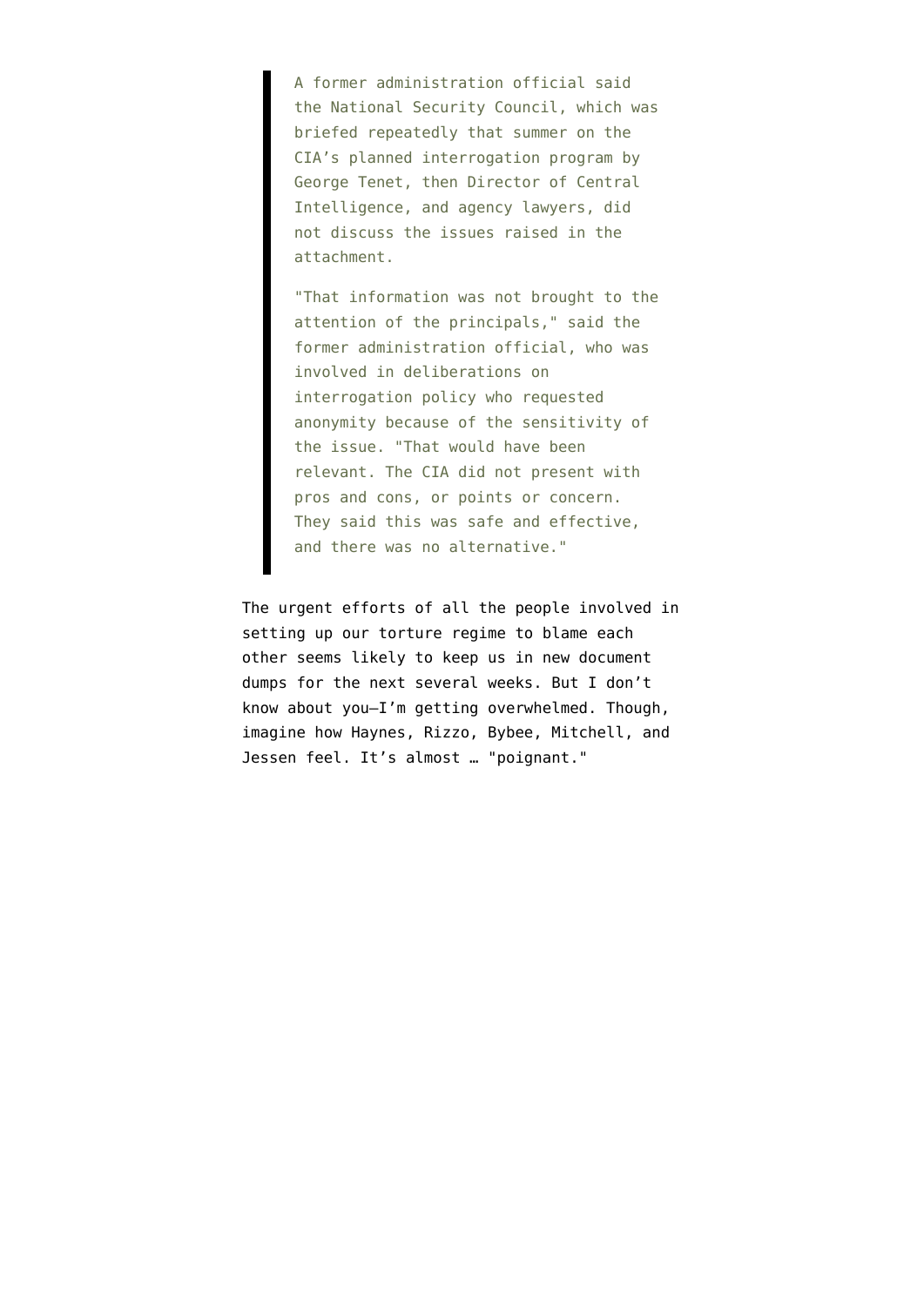> A former administration official said the National Security Council, which was briefed repeatedly that summer on the CIA's planned interrogation program by George Tenet, then Director of Central Intelligence, and agency lawyers, did not discuss the issues raised in the attachment.
>
> "That information was not brought to the attention of the principals," said the former administration official, who was involved in deliberations on interrogation policy who requested anonymity because of the sensitivity of the issue. "That would have been relevant. The CIA did not present with pros and cons, or points or concern. They said this was safe and effective, and there was no alternative."

The urgent efforts of all the people involved in setting up our torture regime to blame each other seems likely to keep us in new document dumps for the next several weeks. But I don't know about you—I'm getting overwhelmed. Though, imagine how Haynes, Rizzo, Bybee, Mitchell, and Jessen feel. It's almost … "poignant."